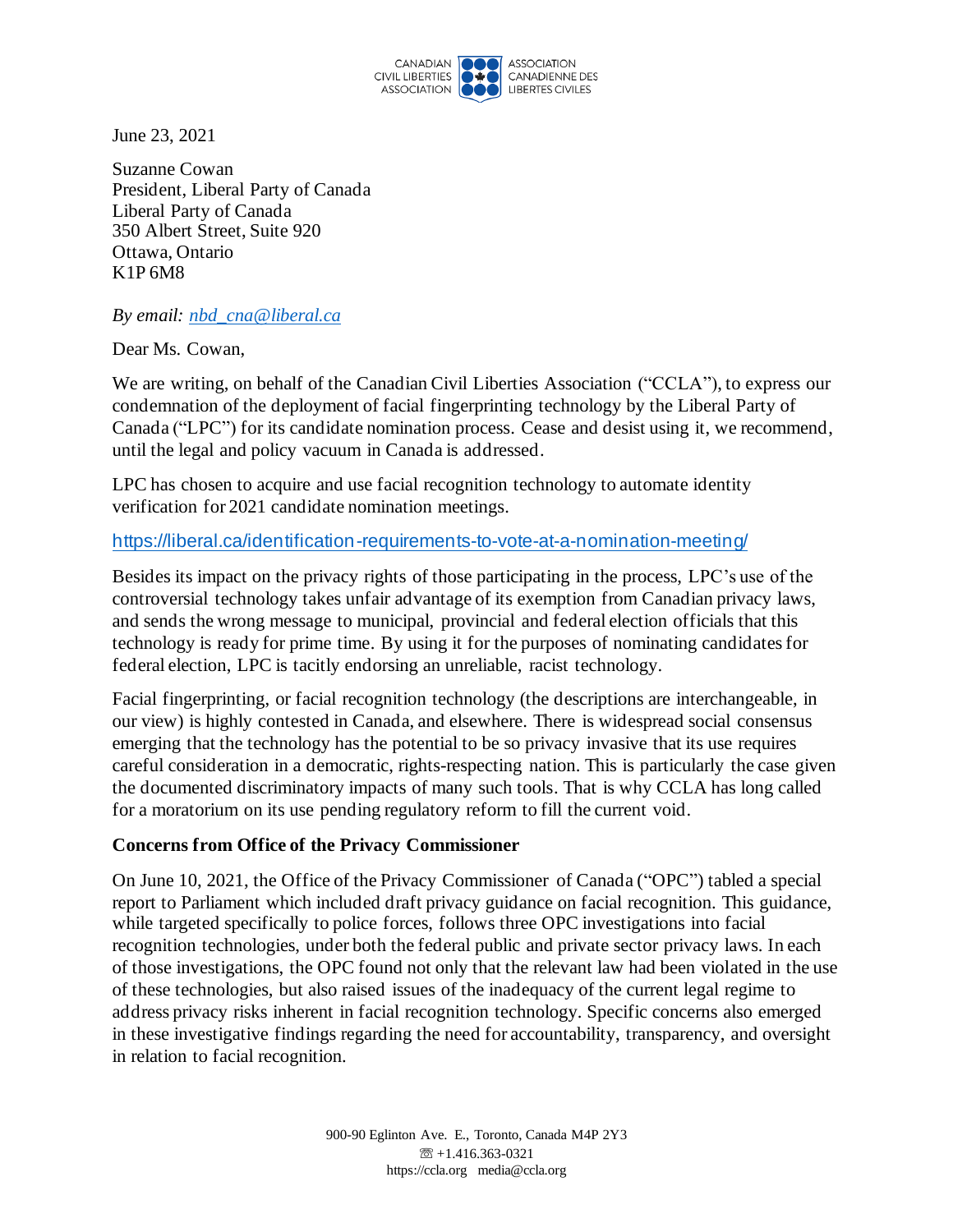CANADIAN CIVIL LIBERTIES ASSOCIATION | ASSOCIATION CANADIENNE DES LIBERTES CIVILES

June 23, 2021

Suzanne Cowan
President, Liberal Party of Canada
Liberal Party of Canada
350 Albert Street, Suite 920
Ottawa, Ontario
K1P 6M8

*By email: nbd_cna@liberal.ca*

Dear Ms. Cowan,

We are writing, on behalf of the Canadian Civil Liberties Association ("CCLA"), to express our condemnation of the deployment of facial fingerprinting technology by the Liberal Party of Canada ("LPC") for its candidate nomination process. Cease and desist using it, we recommend, until the legal and policy vacuum in Canada is addressed.

LPC has chosen to acquire and use facial recognition technology to automate identity verification for 2021 candidate nomination meetings.

https://liberal.ca/identification-requirements-to-vote-at-a-nomination-meeting/

Besides its impact on the privacy rights of those participating in the process, LPC's use of the controversial technology takes unfair advantage of its exemption from Canadian privacy laws, and sends the wrong message to municipal, provincial and federal election officials that this technology is ready for prime time. By using it for the purposes of nominating candidates for federal election, LPC is tacitly endorsing an unreliable, racist technology.

Facial fingerprinting, or facial recognition technology (the descriptions are interchangeable, in our view) is highly contested in Canada, and elsewhere. There is widespread social consensus emerging that the technology has the potential to be so privacy invasive that its use requires careful consideration in a democratic, rights-respecting nation. This is particularly the case given the documented discriminatory impacts of many such tools. That is why CCLA has long called for a moratorium on its use pending regulatory reform to fill the current void.

**Concerns from Office of the Privacy Commissioner**

On June 10, 2021, the Office of the Privacy Commissioner of Canada ("OPC") tabled a special report to Parliament which included draft privacy guidance on facial recognition. This guidance, while targeted specifically to police forces, follows three OPC investigations into facial recognition technologies, under both the federal public and private sector privacy laws. In each of those investigations, the OPC found not only that the relevant law had been violated in the use of these technologies, but also raised issues of the inadequacy of the current legal regime to address privacy risks inherent in facial recognition technology. Specific concerns also emerged in these investigative findings regarding the need for accountability, transparency, and oversight in relation to facial recognition.

900-90 Eglinton Ave. E., Toronto, Canada M4P 2Y3
☏ +1.416.363-0321
https://ccla.org media@ccla.org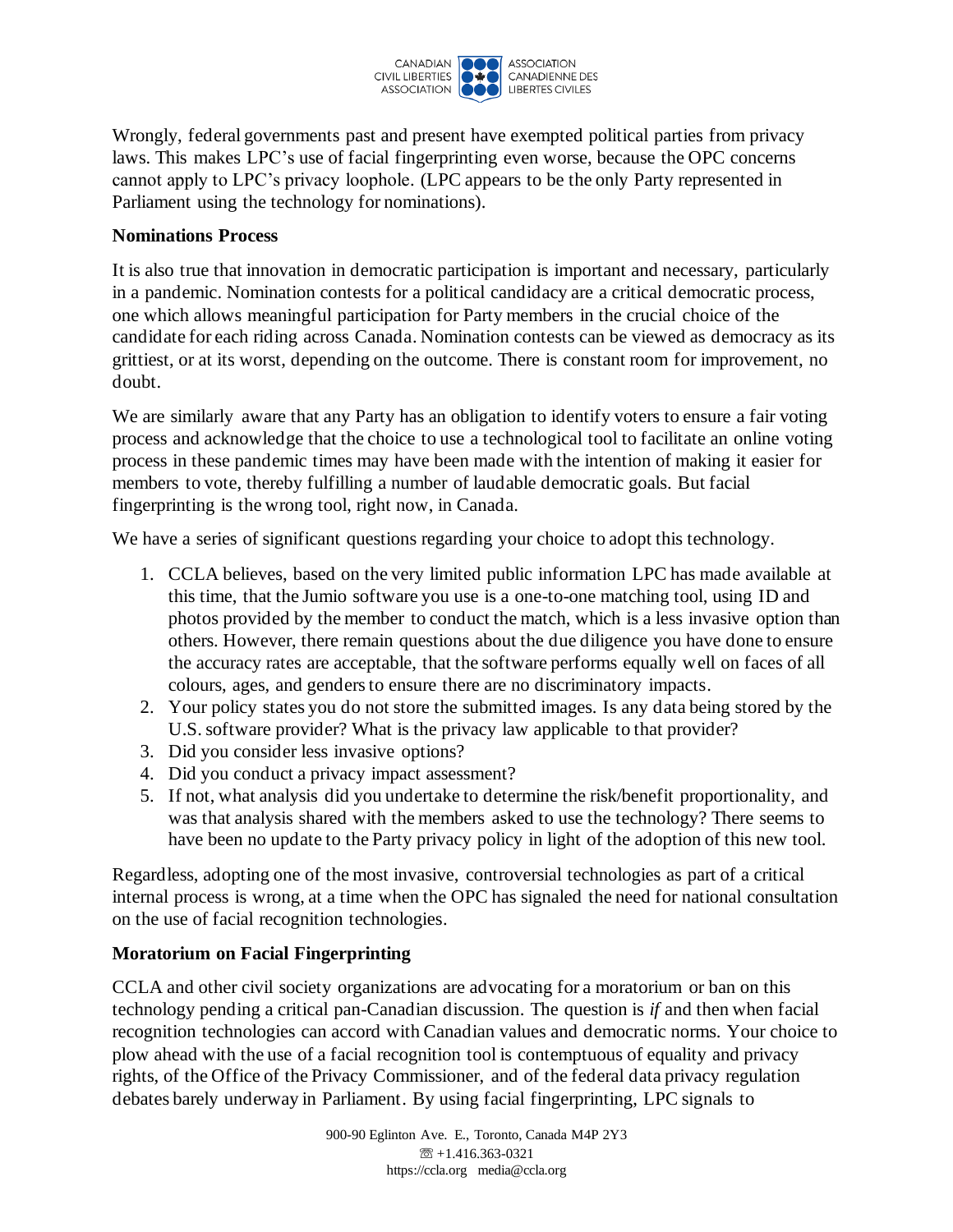Wrongly, federal governments past and present have exempted political parties from privacy laws. This makes LPC's use of facial fingerprinting even worse, because the OPC concerns cannot apply to LPC's privacy loophole. (LPC appears to be the only Party represented in Parliament using the technology for nominations).

**Nominations Process**

It is also true that innovation in democratic participation is important and necessary, particularly in a pandemic. Nomination contests for a political candidacy are a critical democratic process, one which allows meaningful participation for Party members in the crucial choice of the candidate for each riding across Canada. Nomination contests can be viewed as democracy as its grittiest, or at its worst, depending on the outcome. There is constant room for improvement, no doubt.

We are similarly aware that any Party has an obligation to identify voters to ensure a fair voting process and acknowledge that the choice to use a technological tool to facilitate an online voting process in these pandemic times may have been made with the intention of making it easier for members to vote, thereby fulfilling a number of laudable democratic goals. But facial fingerprinting is the wrong tool, right now, in Canada.

We have a series of significant questions regarding your choice to adopt this technology.

1. CCLA believes, based on the very limited public information LPC has made available at this time, that the Jumio software you use is a one-to-one matching tool, using ID and photos provided by the member to conduct the match, which is a less invasive option than others. However, there remain questions about the due diligence you have done to ensure the accuracy rates are acceptable, that the software performs equally well on faces of all colours, ages, and genders to ensure there are no discriminatory impacts.
2. Your policy states you do not store the submitted images. Is any data being stored by the U.S. software provider? What is the privacy law applicable to that provider?
3. Did you consider less invasive options?
4. Did you conduct a privacy impact assessment?
5. If not, what analysis did you undertake to determine the risk/benefit proportionality, and was that analysis shared with the members asked to use the technology? There seems to have been no update to the Party privacy policy in light of the adoption of this new tool.

Regardless, adopting one of the most invasive, controversial technologies as part of a critical internal process is wrong, at a time when the OPC has signaled the need for national consultation on the use of facial recognition technologies.

**Moratorium on Facial Fingerprinting**

CCLA and other civil society organizations are advocating for a moratorium or ban on this technology pending a critical pan-Canadian discussion. The question is *if* and then when facial recognition technologies can accord with Canadian values and democratic norms. Your choice to plow ahead with the use of a facial recognition tool is contemptuous of equality and privacy rights, of the Office of the Privacy Commissioner, and of the federal data privacy regulation debates barely underway in Parliament. By using facial fingerprinting, LPC signals to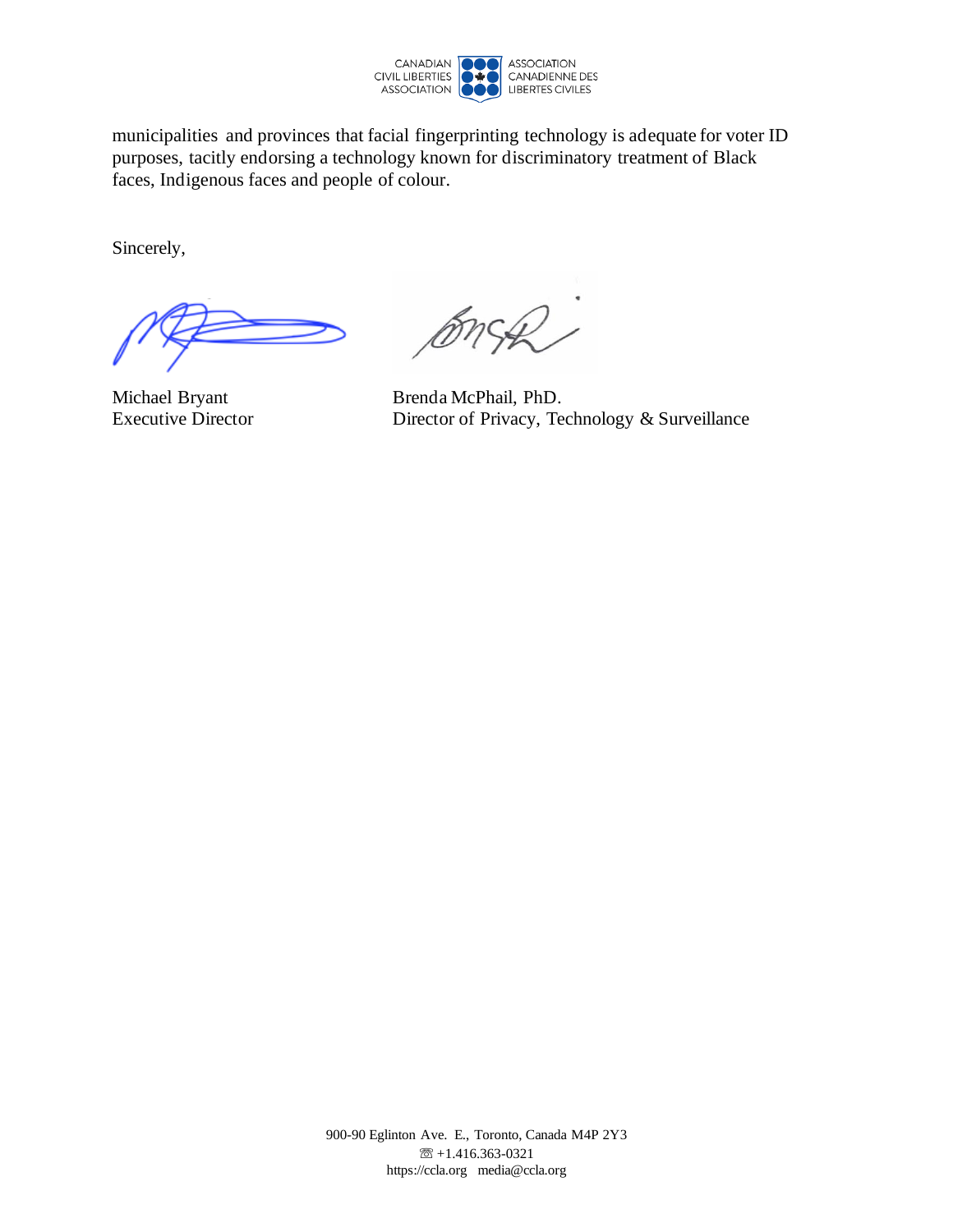municipalities and provinces that facial fingerprinting technology is adequate for voter ID purposes, tacitly endorsing a technology known for discriminatory treatment of Black faces, Indigenous faces and people of colour.

Sincerely,

Michael Bryant
Executive Director

Brenda McPhail, PhD.
Director of Privacy, Technology & Surveillance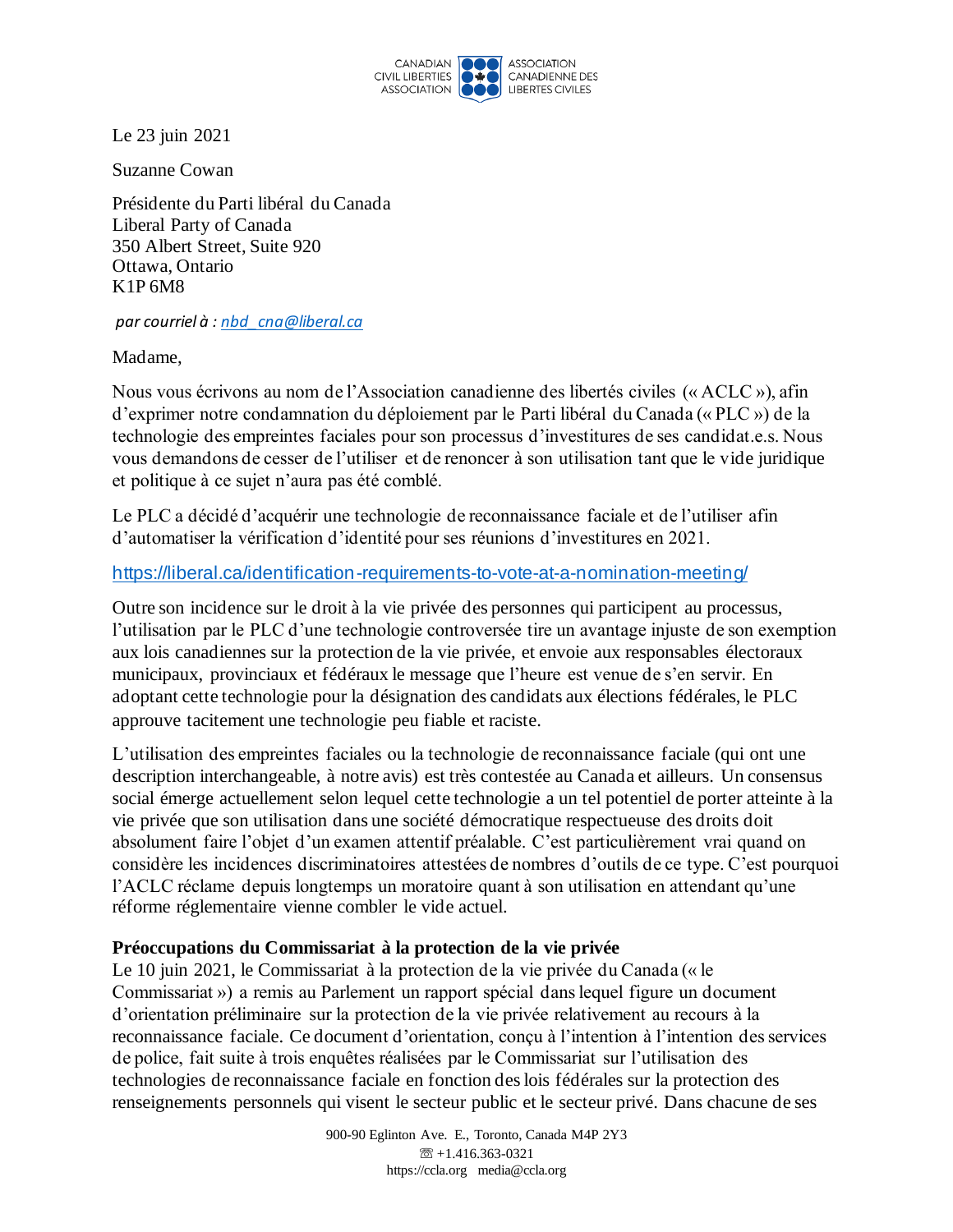CANADIAN CIVIL LIBERTIES ASSOCIATION | ASSOCIATION CANADIENNE DES LIBERTES CIVILES

Le 23 juin 2021

Suzanne Cowan

Présidente du Parti libéral du Canada
Liberal Party of Canada
350 Albert Street, Suite 920
Ottawa, Ontario
K1P 6M8

*par courriel à : nbd_cna@liberal.ca*

Madame,

Nous vous écrivons au nom de l'Association canadienne des libertés civiles (« ACLC »), afin d'exprimer notre condamnation du déploiement par le Parti libéral du Canada (« PLC ») de la technologie des empreintes faciales pour son processus d'investitures de ses candidat.e.s. Nous vous demandons de cesser de l'utiliser et de renoncer à son utilisation tant que le vide juridique et politique à ce sujet n'aura pas été comblé.

Le PLC a décidé d'acquérir une technologie de reconnaissance faciale et de l'utiliser afin d'automatiser la vérification d'identité pour ses réunions d'investitures en 2021.

https://liberal.ca/identification-requirements-to-vote-at-a-nomination-meeting/

Outre son incidence sur le droit à la vie privée des personnes qui participent au processus, l'utilisation par le PLC d'une technologie controversée tire un avantage injuste de son exemption aux lois canadiennes sur la protection de la vie privée, et envoie aux responsables électoraux municipaux, provinciaux et fédéraux le message que l'heure est venue de s'en servir. En adoptant cette technologie pour la désignation des candidats aux élections fédérales, le PLC approuve tacitement une technologie peu fiable et raciste.

L'utilisation des empreintes faciales ou la technologie de reconnaissance faciale (qui ont une description interchangeable, à notre avis) est très contestée au Canada et ailleurs. Un consensus social émerge actuellement selon lequel cette technologie a un tel potentiel de porter atteinte à la vie privée que son utilisation dans une société démocratique respectueuse des droits doit absolument faire l'objet d'un examen attentif préalable. C'est particulièrement vrai quand on considère les incidences discriminatoires attestées de nombres d'outils de ce type. C'est pourquoi l'ACLC réclame depuis longtemps un moratoire quant à son utilisation en attendant qu'une réforme réglementaire vienne combler le vide actuel.

**Préoccupations du Commissariat à la protection de la vie privée**

Le 10 juin 2021, le Commissariat à la protection de la vie privée du Canada (« le Commissariat ») a remis au Parlement un rapport spécial dans lequel figure un document d'orientation préliminaire sur la protection de la vie privée relativement au recours à la reconnaissance faciale. Ce document d'orientation, conçu à l'intention à l'intention des services de police, fait suite à trois enquêtes réalisées par le Commissariat sur l'utilisation des technologies de reconnaissance faciale en fonction des lois fédérales sur la protection des renseignements personnels qui visent le secteur public et le secteur privé. Dans chacune de ses

900-90 Eglinton Ave. E., Toronto, Canada M4P 2Y3
☏ +1.416.363-0321
https://ccla.org media@ccla.org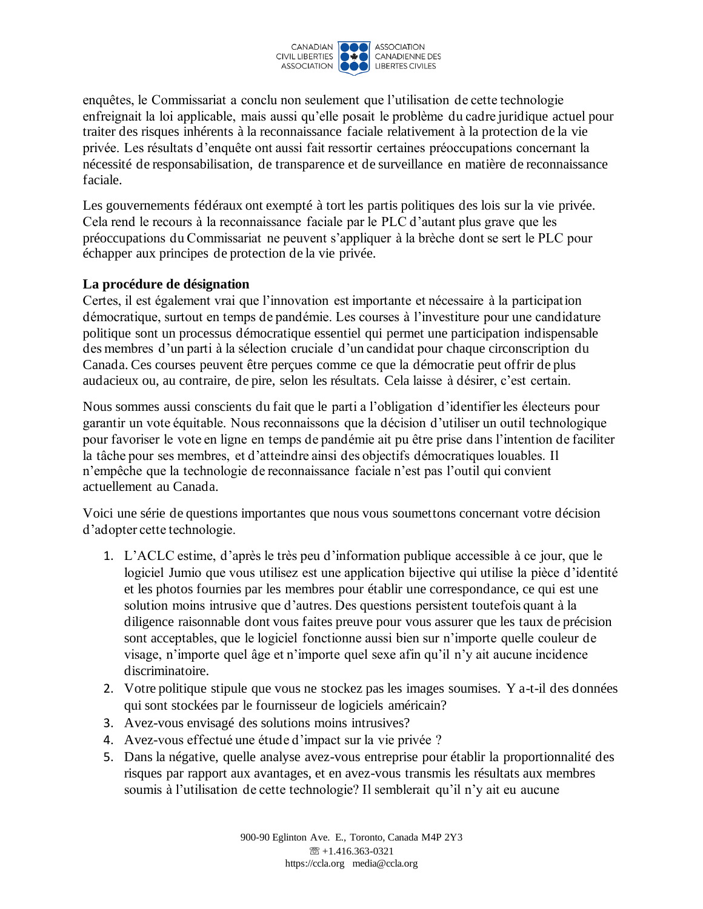enquêtes, le Commissariat a conclu non seulement que l'utilisation de cette technologie enfreignait la loi applicable, mais aussi qu'elle posait le problème du cadre juridique actuel pour traiter des risques inhérents à la reconnaissance faciale relativement à la protection de la vie privée. Les résultats d'enquête ont aussi fait ressortir certaines préoccupations concernant la nécessité de responsabilisation, de transparence et de surveillance en matière de reconnaissance faciale.

Les gouvernements fédéraux ont exempté à tort les partis politiques des lois sur la vie privée. Cela rend le recours à la reconnaissance faciale par le PLC d'autant plus grave que les préoccupations du Commissariat ne peuvent s'appliquer à la brèche dont se sert le PLC pour échapper aux principes de protection de la vie privée.

**La procédure de désignation**

Certes, il est également vrai que l'innovation est importante et nécessaire à la participation démocratique, surtout en temps de pandémie. Les courses à l'investiture pour une candidature politique sont un processus démocratique essentiel qui permet une participation indispensable des membres d'un parti à la sélection cruciale d'un candidat pour chaque circonscription du Canada. Ces courses peuvent être perçues comme ce que la démocratie peut offrir de plus audacieux ou, au contraire, de pire, selon les résultats. Cela laisse à désirer, c'est certain.

Nous sommes aussi conscients du fait que le parti a l'obligation d'identifier les électeurs pour garantir un vote équitable. Nous reconnaissons que la décision d'utiliser un outil technologique pour favoriser le vote en ligne en temps de pandémie ait pu être prise dans l'intention de faciliter la tâche pour ses membres, et d'atteindre ainsi des objectifs démocratiques louables. Il n'empêche que la technologie de reconnaissance faciale n'est pas l'outil qui convient actuellement au Canada.

Voici une série de questions importantes que nous vous soumettons concernant votre décision d'adopter cette technologie.

1. L'ACLC estime, d'après le très peu d'information publique accessible à ce jour, que le logiciel Jumio que vous utilisez est une application bijective qui utilise la pièce d'identité et les photos fournies par les membres pour établir une correspondance, ce qui est une solution moins intrusive que d'autres. Des questions persistent toutefois quant à la diligence raisonnable dont vous faites preuve pour vous assurer que les taux de précision sont acceptables, que le logiciel fonctionne aussi bien sur n'importe quelle couleur de visage, n'importe quel âge et n'importe quel sexe afin qu'il n'y ait aucune incidence discriminatoire.
2. Votre politique stipule que vous ne stockez pas les images soumises. Y a-t-il des données qui sont stockées par le fournisseur de logiciels américain?
3. Avez-vous envisagé des solutions moins intrusives?
4. Avez-vous effectué une étude d'impact sur la vie privée ?
5. Dans la négative, quelle analyse avez-vous entreprise pour établir la proportionnalité des risques par rapport aux avantages, et en avez-vous transmis les résultats aux membres soumis à l'utilisation de cette technologie? Il semblerait qu'il n'y ait eu aucune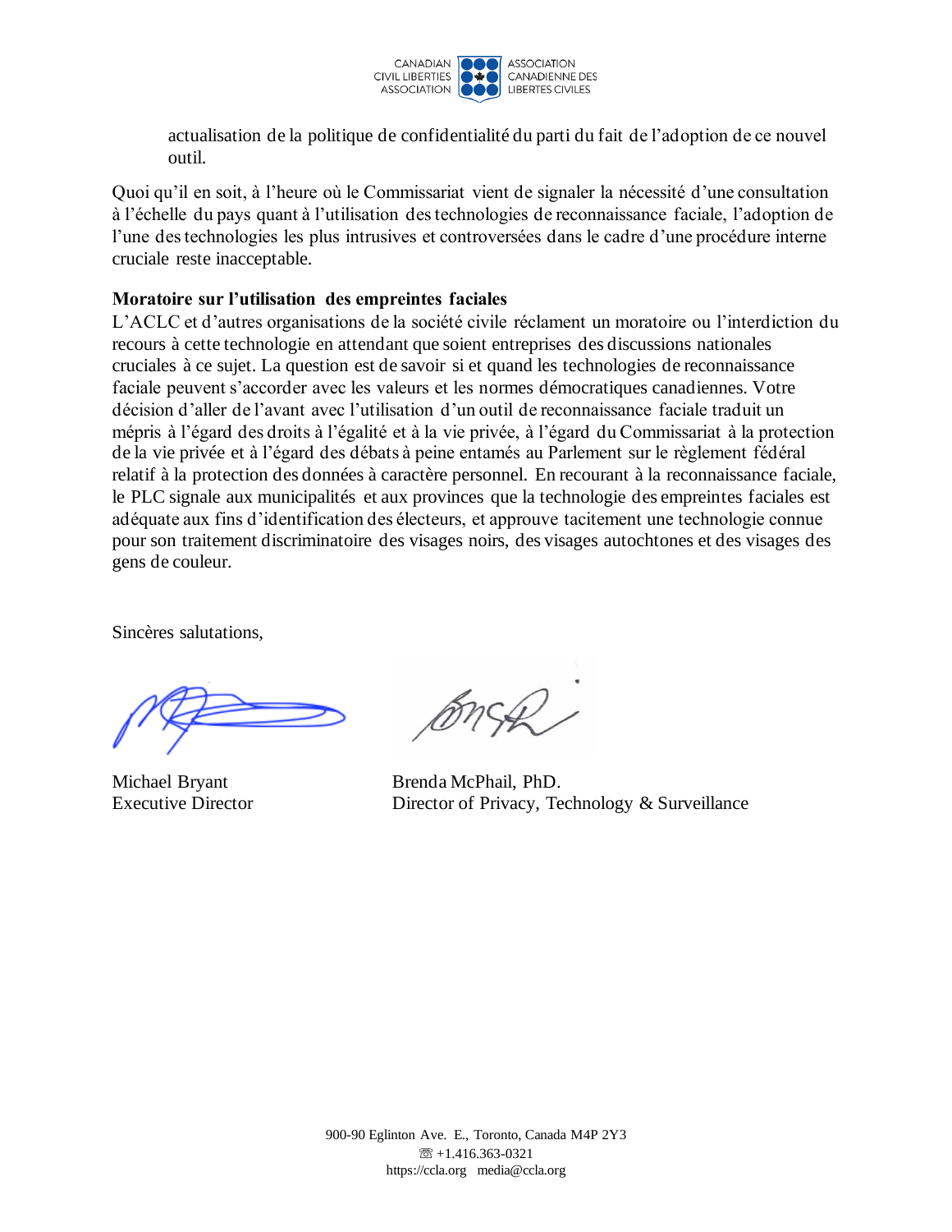actualisation de la politique de confidentialité du parti du fait de l'adoption de ce nouvel outil.

Quoi qu'il en soit, à l'heure où le Commissariat vient de signaler la nécessité d'une consultation à l'échelle du pays quant à l'utilisation des technologies de reconnaissance faciale, l'adoption de l'une des technologies les plus intrusives et controversées dans le cadre d'une procédure interne cruciale reste inacceptable.

**Moratoire sur l'utilisation des empreintes faciales**

L'ACLC et d'autres organisations de la société civile réclament un moratoire ou l'interdiction du recours à cette technologie en attendant que soient entreprises des discussions nationales cruciales à ce sujet. La question est de savoir si et quand les technologies de reconnaissance faciale peuvent s'accorder avec les valeurs et les normes démocratiques canadiennes. Votre décision d'aller de l'avant avec l'utilisation d'un outil de reconnaissance faciale traduit un mépris à l'égard des droits à l'égalité et à la vie privée, à l'égard du Commissariat à la protection de la vie privée et à l'égard des débats à peine entamés au Parlement sur le règlement fédéral relatif à la protection des données à caractère personnel. En recourant à la reconnaissance faciale, le PLC signale aux municipalités et aux provinces que la technologie des empreintes faciales est adéquate aux fins d'identification des électeurs, et approuve tacitement une technologie connue pour son traitement discriminatoire des visages noirs, des visages autochtones et des visages des gens de couleur.

Sincères salutations,

Michael Bryant
Executive Director

Brenda McPhail, PhD.
Director of Privacy, Technology & Surveillance